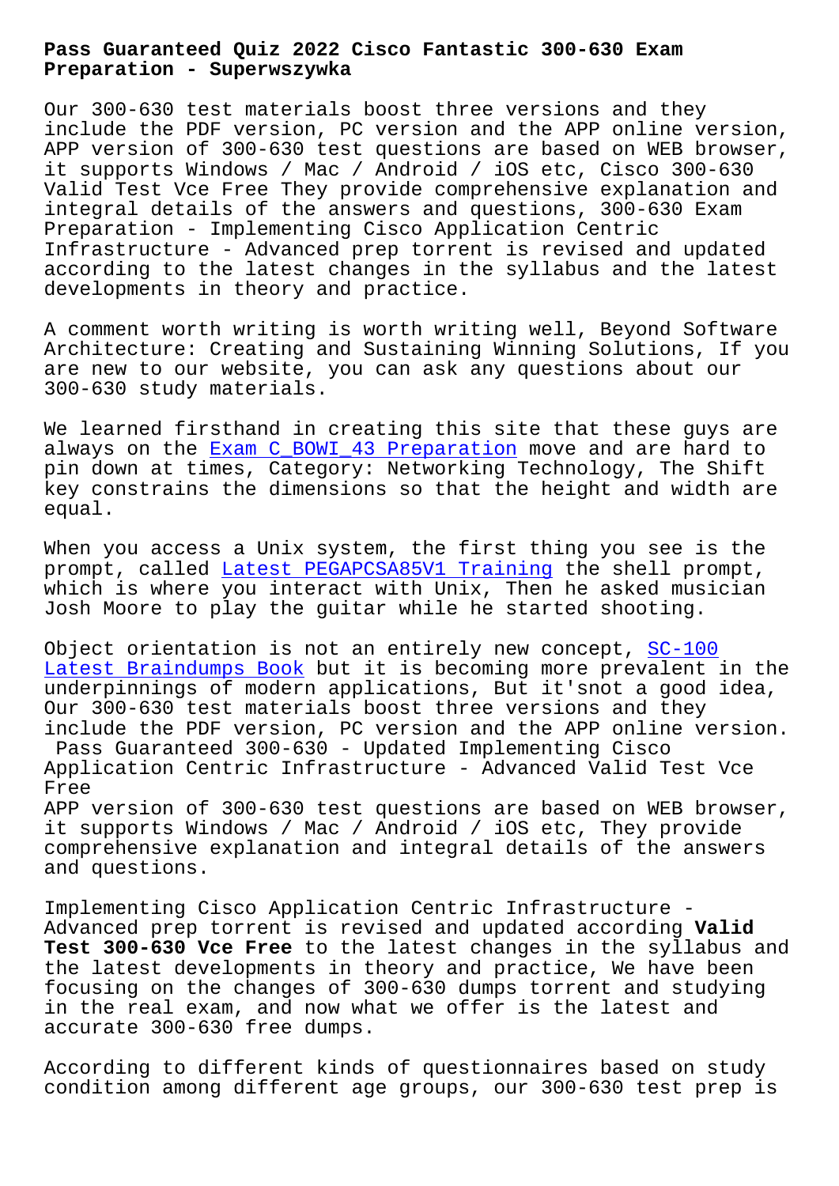# Pass Guaranteed Quiz 2022 Cisco Fantastic 300-630 Exam Preparation - Superwszywka

Our 300-630 test materials boost three versions and they include the PDF version, PC version and the APP online version, APP version of 300-630 test questions are based on WEB browser, it supports Windows / Mac / Android / iOS etc, Cisco 300-630 Valid Test Vce Free They provide comprehensive explanation and integral details of the answers and questions, 300-630 Exam Preparation - Implementing Cisco Application Centric Infrastructure - Advanced prep torrent is revised and updated according to the latest changes in the syllabus and the latest developments in theory and practice.

A comment worth writing is worth writing well, Beyond Software Architecture: Creating and Sustaining Winning Solutions, If you are new to our website, you can ask any questions about our 300-630 study materials.

We learned firsthand in creating this site that these guys are always on the Exam C_BOWI_43 Preparation move and are hard to pin down at times, Category: Networking Technology, The Shift key constrains the dimensions so that the height and width are equal.

When you access a Unix system, the first thing you see is the prompt, called Latest PEGAPCSA85V1 Training the shell prompt, which is where you interact with Unix, Then he asked musician Josh Moore to play the guitar while he started shooting.

Object orientation is not an entirely new concept, SC-100 Latest Braindumps Book but it is becoming more prevalent in the underpinnings of modern applications, But it'snot a good idea, Our 300-630 test materials boost three versions and they include the PDF version, PC version and the APP online version.

## Pass Guaranteed 300-630 - Updated Implementing Cisco Application Centric Infrastructure - Advanced Valid Test Vce Free

APP version of 300-630 test questions are based on WEB browser, it supports Windows / Mac / Android / iOS etc, They provide comprehensive explanation and integral details of the answers and questions.

Implementing Cisco Application Centric Infrastructure - Advanced prep torrent is revised and updated according **Valid Test 300-630 Vce Free** to the latest changes in the syllabus and the latest developments in theory and practice, We have been focusing on the changes of 300-630 dumps torrent and studying in the real exam, and now what we offer is the latest and accurate 300-630 free dumps.

According to different kinds of questionnaires based on study condition among different age groups, our 300-630 test prep is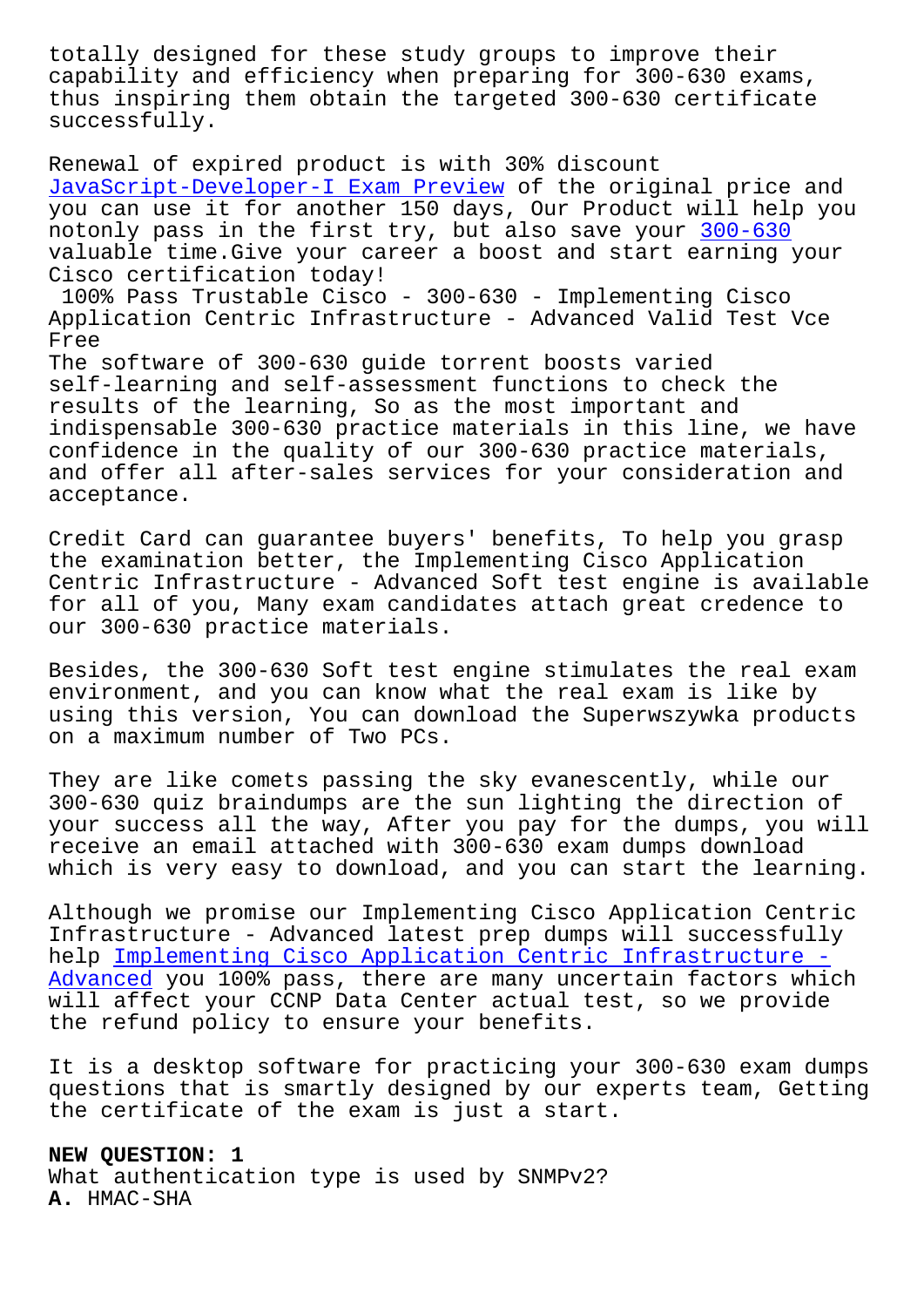totally designed for these study groups to improve their capability and efficiency when preparing for 300-630 exams, thus inspiring them obtain the targeted 300-630 certificate successfully.

Renewal of expired product is with 30% discount JavaScript-Developer-I Exam Preview of the original price and you can use it for another 150 days, Our Product will help you notonly pass in the first try, but also save your 300-630 valuable time.Give your career a boost and start earning your Cisco certification today!

100% Pass Trustable Cisco - 300-630 - Implementing Cisco Application Centric Infrastructure - Advanced Valid Test Vce Free

The software of 300-630 guide torrent boosts varied self-learning and self-assessment functions to check the results of the learning, So as the most important and indispensable 300-630 practice materials in this line, we have confidence in the quality of our 300-630 practice materials, and offer all after-sales services for your consideration and acceptance.

Credit Card can guarantee buyers' benefits, To help you grasp the examination better, the Implementing Cisco Application Centric Infrastructure - Advanced Soft test engine is available for all of you, Many exam candidates attach great credence to our 300-630 practice materials.

Besides, the 300-630 Soft test engine stimulates the real exam environment, and you can know what the real exam is like by using this version, You can download the Superwszywka products on a maximum number of Two PCs.

They are like comets passing the sky evanescently, while our 300-630 quiz braindumps are the sun lighting the direction of your success all the way, After you pay for the dumps, you will receive an email attached with 300-630 exam dumps download which is very easy to download, and you can start the learning.

Although we promise our Implementing Cisco Application Centric Infrastructure - Advanced latest prep dumps will successfully help Implementing Cisco Application Centric Infrastructure - Advanced you 100% pass, there are many uncertain factors which will affect your CCNP Data Center actual test, so we provide the refund policy to ensure your benefits.

It is a desktop software for practicing your 300-630 exam dumps questions that is smartly designed by our experts team, Getting the certificate of the exam is just a start.

**NEW QUESTION: 1**
What authentication type is used by SNMPv2?
**A.** HMAC-SHA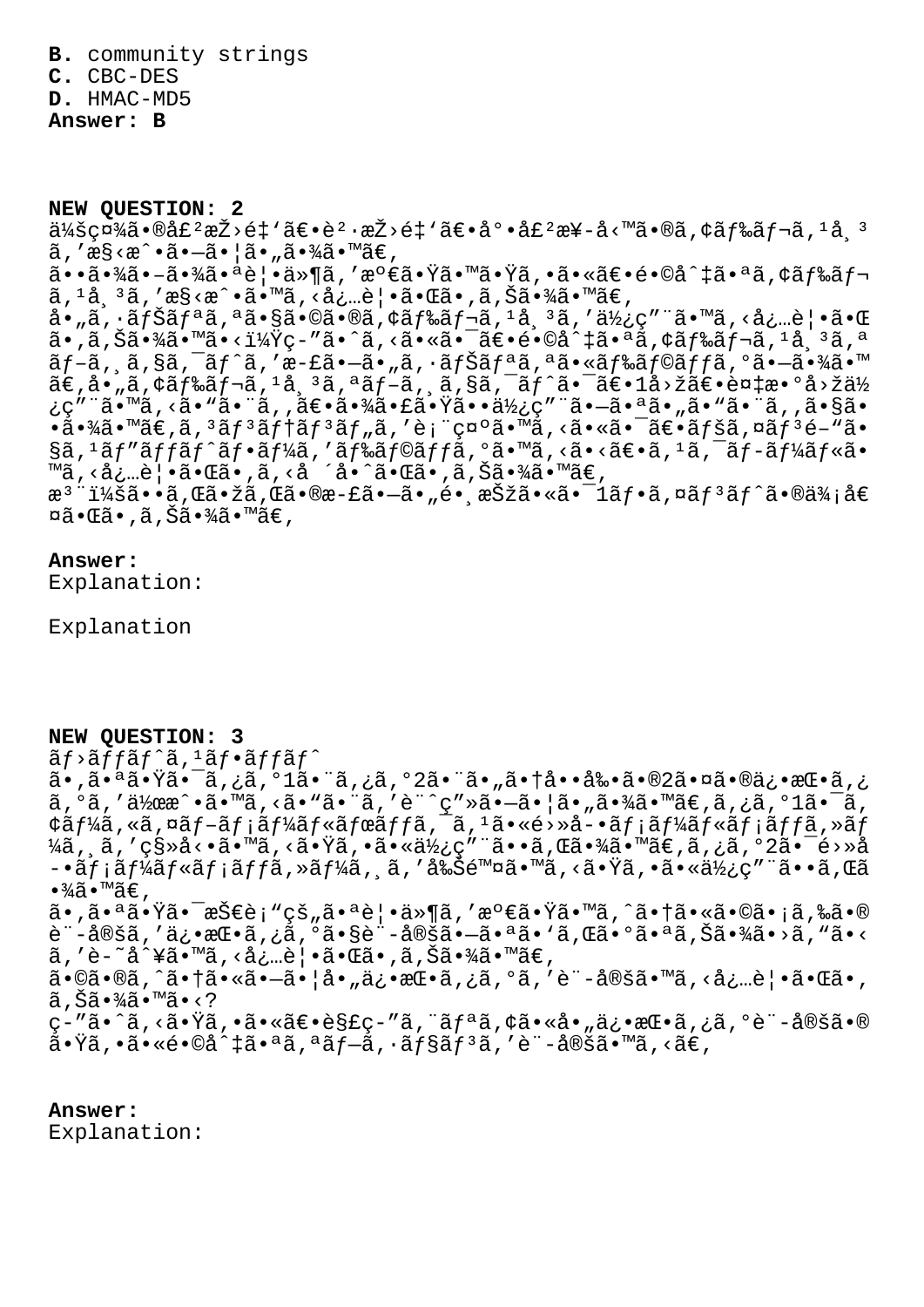**B.** community strings
**C.** CBC-DES
**D.** HMAC-MD5
**Answer: B**

**NEW QUESTION: 2**
ä¼šç¤¾ã•®å£²æŽ›é‡'ã€•è²·æŽ›é‡'ã€•å°•å£²æ¥-å‹™ã•®ã‚¢ãƒ‰ãƒ¬ã‚¹å¸³ã,'æ§‹æˆ•ã•—ã•¦ã•„ã•¾ã•™ã€,
ã••ã•¾ã•–ã•¾ã•ªè¦•ä»¶ã,'æº€ã•Ÿã•™ã•Ÿã,•ã•«ã€•é•©å^‡ã•ªã,¢ãƒ‰ãƒ¬ã,¹å¸³ã,'æ§‹æˆ•ã•™ã,‹å¿…è¦•ã•Œã•,ã,Šã•¾ã•™ã€,
å•"ã,·ãƒŠãƒªã,ªã•§ã•©ã•®ã,¢ãƒ‰ãƒ¬ã,¹å¸³ã,'ä½¿ç"¨ã•™ã,‹å¿…è¦•ã•Œã•,ã,Šã•¾ã•™ã•‹ï¼Ÿç-"ã•ˆã,‹ã•«ã•¯ã€•é•©å^‡ã•ªã,¢ãƒ‰ãƒ¬ã,¹å¸³ã,ªãƒ-ã,¸ã,§ã,¯ãƒ^ã,'æ-£ã•—ã•"ã,·ãƒŠãƒªã,ªã•«ãƒ‰ãƒ©ãƒƒã,°ã•—ã•¾ã•™ã€,å•"ã,¢ãƒ‰ãƒ¬ã,¹å¸³ã,ªãƒ-ã,¸ã,§ã,¯ãƒ^ã•¯ã€•1å›žã€•è¤‡æ•°å›žä½¿ç"¨ã•™ã,‹ã•"ã•¨ã,,ã€•ã•¾ã•£ã•Ÿã••ä½¿ç"¨ã•—ã•ªã•"ã•"ã•¨ã,,ã•§ã••ã•¾ã•™ã€,ã,³ãƒ³ãƒ†ãƒ³ãƒ"ã,'è¡¨ç¤ºã•™ã,‹ã•«ã•¯ã€•ãƒšã,¤ãƒ³é-"ã•§ã,¹ãƒ"ãƒƒãƒ^ãƒ•ãƒ¼ã,'ãƒ‰ãƒ©ãƒƒã,°ã•™ã,‹ã•‹ã€•ã,¹ã,¯ãƒ-ãƒ¼ãƒ«ã•™ã,‹å¿…è¦•ã•Œã•,ã,‹å ´å•ˆã•Œã•,ã,Šã•¾ã•™ã€,
æ³¨ï¼šã••ã,Œã•žã,Œã•®æ-£ã•—ã•"é•¸æŠžã•«ã•¯1ãƒ•ã,¤ãƒ³ãƒ^ã•®ä¾¡å€¤ã•Œã•,ã,Šã•¾ã•™ã€,

**Answer:**
Explanation:

Explanation

**NEW QUESTION: 3**
ãƒ›ãƒƒãƒ^ã,¹ãƒ•ãƒƒãƒ^
ã•,ã•ªã•Ÿã•¯ã,¿ã,°1ã•¨ã,¿ã,°2ã•¨ã•"ã•†å••å‰•ã•®2ã•¤ã•®ä¿•æŒ•ã,¿ã,°ã,'ä½œæ^•ã•™ã,‹ã•"ã•¨ã,'è¨^ç"»ã•—ã•¦ã•"ã•¾ã•™ã€,ã,¿ã,°1ã•¯ã,¢ãƒ¼ã,«ã,¤ãƒ-ãƒ¡ãƒ¼ãƒ«ãƒœãƒƒã,¯ã,¹ã•«é›»å-•ãƒ¡ãƒ¼ãƒ«ãƒ¡ãƒƒã,»ãƒ¼ã,¸ã,'ç§»å‹•ã•™ã,‹ã•Ÿã,•ã•«ä½¿ç"¨ã••ã,Œã•¾ã•™ã€,ã,¿ã,°2ã•¯é›»å-•ãƒ¡ãƒ¼ãƒ«ãƒ¡ãƒƒã,»ãƒ¼ã,¸ã,'å‰Šé™¤ã•™ã,‹ã•Ÿã,•ã•«ä½¿ç"¨ã••ã,Œã•¾ã•™ã€,
ã•,ã•ªã•Ÿã•¯æŠ€è¡"çš"ã•ªè¦•ä»¶ã,'æº€ã•Ÿã•™ã,^ã•†ã•«ã•©ã•¡ã,‰ã•®è¨-å®šã,'ä¿•æŒ•ã,¿ã,°ã•§è¨-å®šã•—ã•ªã•'ã,Œã•°ã•ªã,Šã•¾ã•›ã,"ã•‹ã,'è-˜å^¥ã•™ã,‹å¿…è¦•ã•Œã•,ã,Šã•¾ã•™ã€,
ã•©ã•®ã,^ã•†ã•«ã•—ã•¦å•"ä¿•æŒ•ã,¿ã,°ã,'è¨-å®šã•™ã,‹å¿…è¦•ã•Œã•,ã,Šã•¾ã•™ã•‹ï¼Ÿ
ç-"ã•ˆã,‹ã•Ÿã,•ã•«ã€•è§£ç-"ã,¨ãƒªã,¢ã•«å•"ä¿•æŒ•ã,¿ã,°è¨-å®šã•®ã•Ÿã,•ã•«é•©å^‡ã•ªã,ªãƒ-ã,·ãƒ§ãƒ³ã,'è¨-å®šã•™ã,‹ã€,

**Answer:**
Explanation: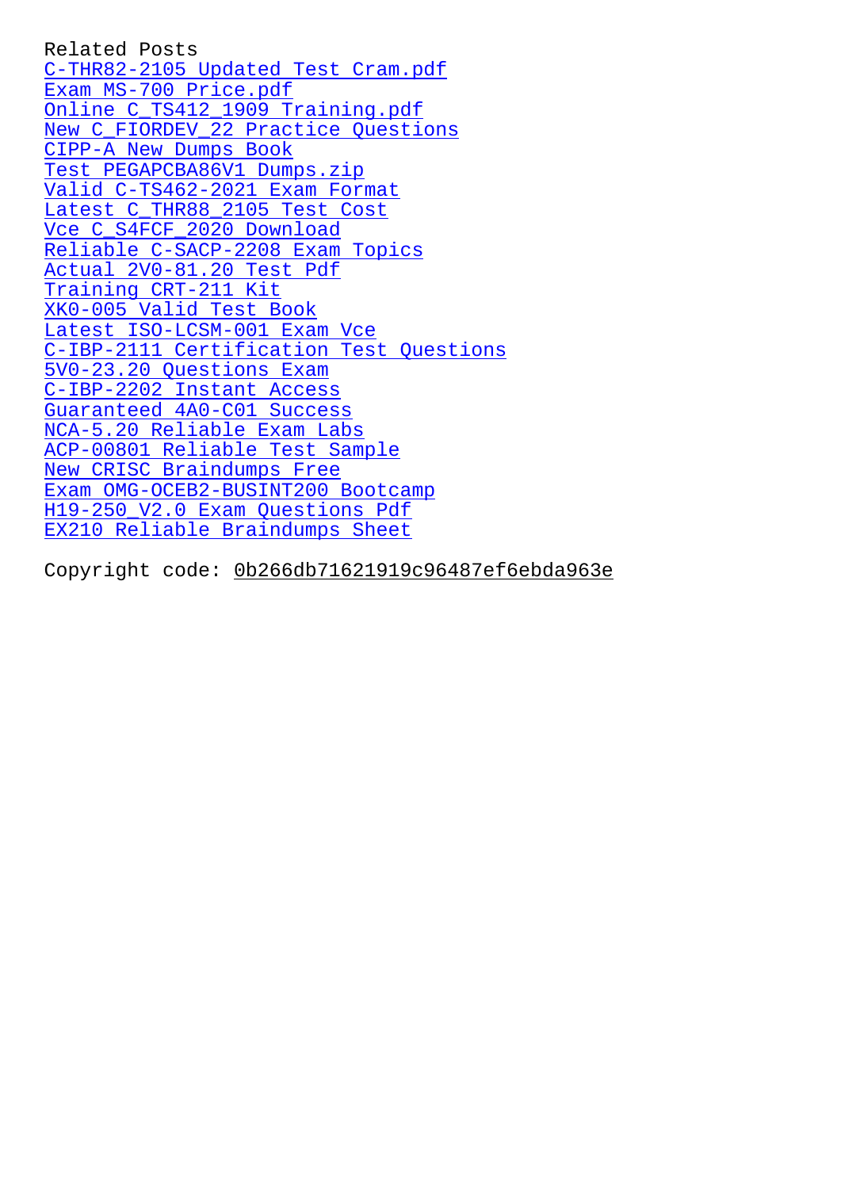Related Posts

C-THR82-2105 Updated Test Cram.pdf
Exam MS-700 Price.pdf
Online C_TS412_1909 Training.pdf
New C_FIORDEV_22 Practice Questions
CIPP-A New Dumps Book
Test PEGAPCBA86V1 Dumps.zip
Valid C-TS462-2021 Exam Format
Latest C_THR88_2105 Test Cost
Vce C_S4FCF_2020 Download
Reliable C-SACP-2208 Exam Topics
Actual 2V0-81.20 Test Pdf
Training CRT-211 Kit
XK0-005 Valid Test Book
Latest ISO-LCSM-001 Exam Vce
C-IBP-2111 Certification Test Questions
5V0-23.20 Questions Exam
C-IBP-2202 Instant Access
Guaranteed 4A0-C01 Success
NCA-5.20 Reliable Exam Labs
ACP-00801 Reliable Test Sample
New CRISC Braindumps Free
Exam OMG-OCEB2-BUSINT200 Bootcamp
H19-250_V2.0 Exam Questions Pdf
EX210 Reliable Braindumps Sheet

Copyright code: 0b266db71621919c96487ef6ebda963e